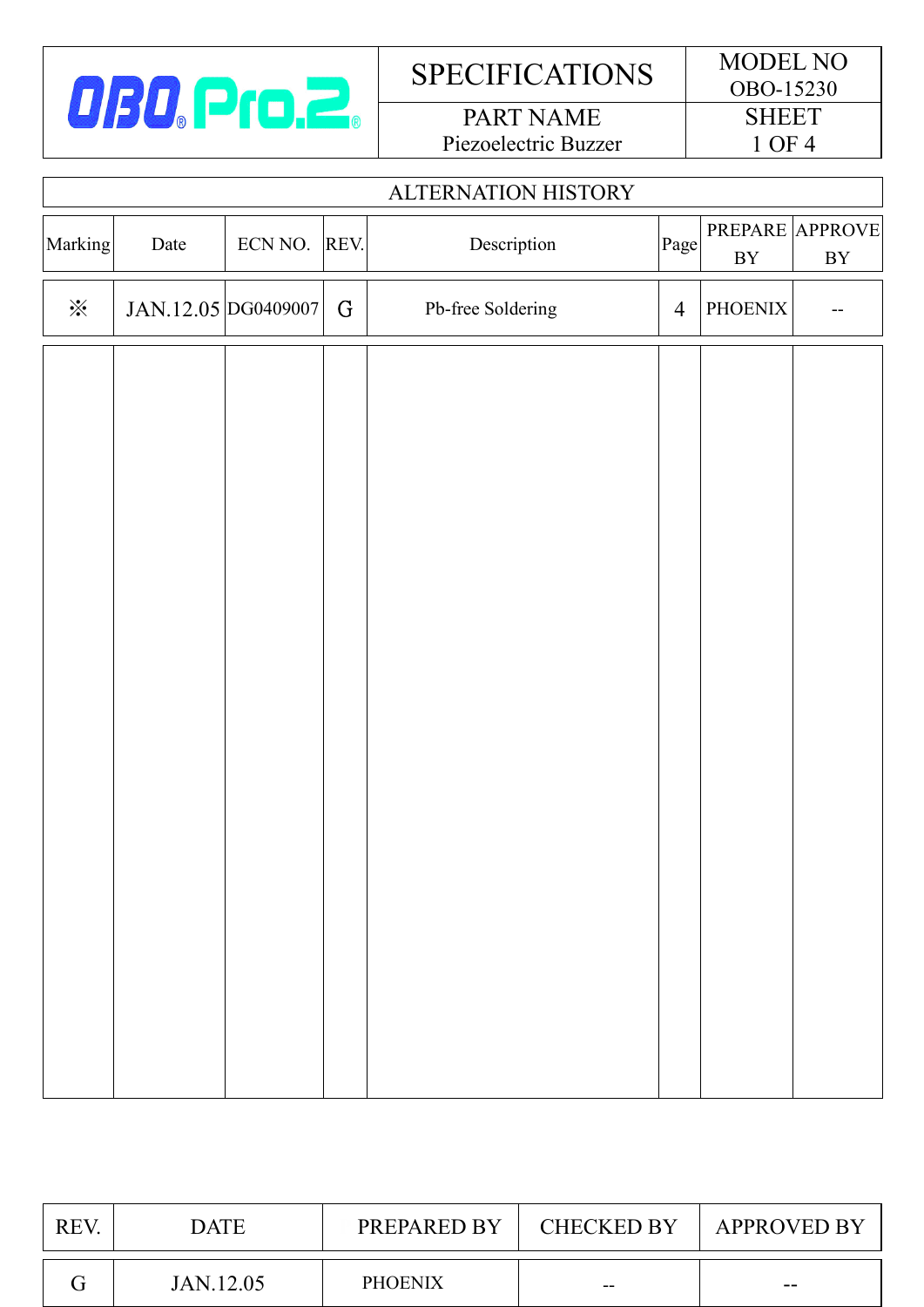| OBO Pro.2 | SPECIFICATIONS | MODEL NO OBO-15230 |
|---|---|---|
| | PART NAME Piezoelectric Buzzer | SHEET 1 OF 4 |

## ALTERNATION HISTORY

| Marking | Date | ECN NO. | REV. | Description | Page | PREPARE BY | APPROVE BY |
|---|---|---|---|---|---|---|---|
| ※ | JAN.12.05 | DG0409007 | G | Pb-free Soldering | 4 | PHOENIX | -- |

| REV. | DATE | PREPARED BY | CHECKED BY | APPROVED BY |
|---|---|---|---|---|
| G | JAN.12.05 | PHOENIX | -- | -- |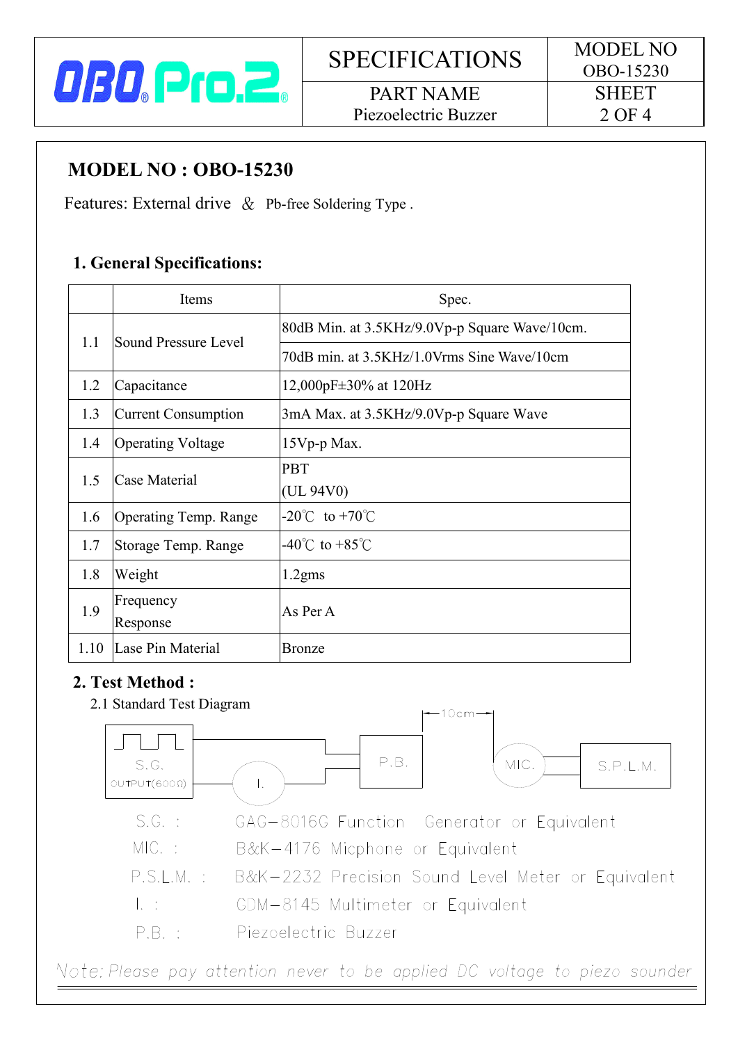# MODEL NO : OBO-15230

Features: External drive & Pb-free Soldering Type .

## 1. General Specifications:

| | Items | Spec. |
|---|---|---|
| 1.1 | Sound Pressure Level | 80dB Min. at 3.5KHz/9.0Vp-p Square Wave/10cm. |
| | | 70dB min. at 3.5KHz/1.0Vrms Sine Wave/10cm |
| 1.2 | Capacitance | 12,000pF±30% at 120Hz |
| 1.3 | Current Consumption | 3mA Max. at 3.5KHz/9.0Vp-p Square Wave |
| 1.4 | Operating Voltage | 15Vp-p Max. |
| 1.5 | Case Material | PBT (UL 94V0) |
| 1.6 | Operating Temp. Range | -20℃ to +70℃ |
| 1.7 | Storage Temp. Range | -40℃ to +85℃ |
| 1.8 | Weight | 1.2gms |
| 1.9 | Frequency Response | As Per A |
| 1.10 | Lase Pin Material | Bronze |

## 2. Test Method :

2.1 Standard Test Diagram

S.G. OUTPUT(600Ω) — I. — P.B. —10cm— MIC. — S.P.L.M.

S.G. : GAG−8016G Function Generator or Equivalent

MIC. : B&K−4176 Micphone or Equivalent

P.S.L.M. : B&K−2232 Precision Sound Level Meter or Equivalent

I. : CDM−8145 Multimeter or Equivalent

P.B. : Piezoelectric Buzzer

*Note: Please pay attention never to be applied DC voltage to piezo sounder*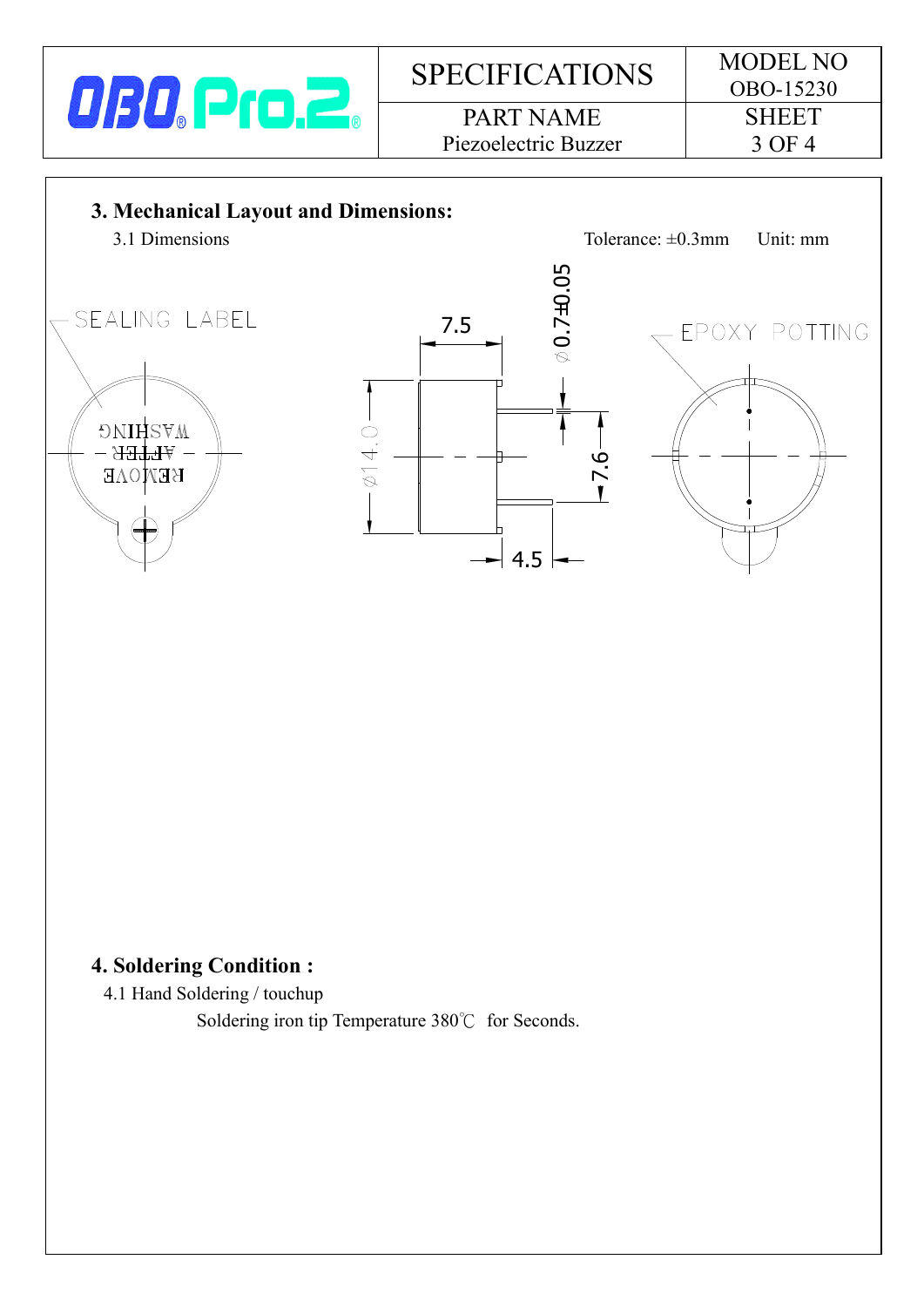## 3. Mechanical Layout and Dimensions:

3.1 Dimensions

Tolerance: ±0.3mm Unit: mm

SEALING LABEL

REMOVE AFTER WASHING

7.5

$\phi$0.7±0.05

EPOXY POTTING

$\phi$14.0

7.6

4.5

## 4. Soldering Condition :

4.1 Hand Soldering / touchup

Soldering iron tip Temperature 380℃ for Seconds.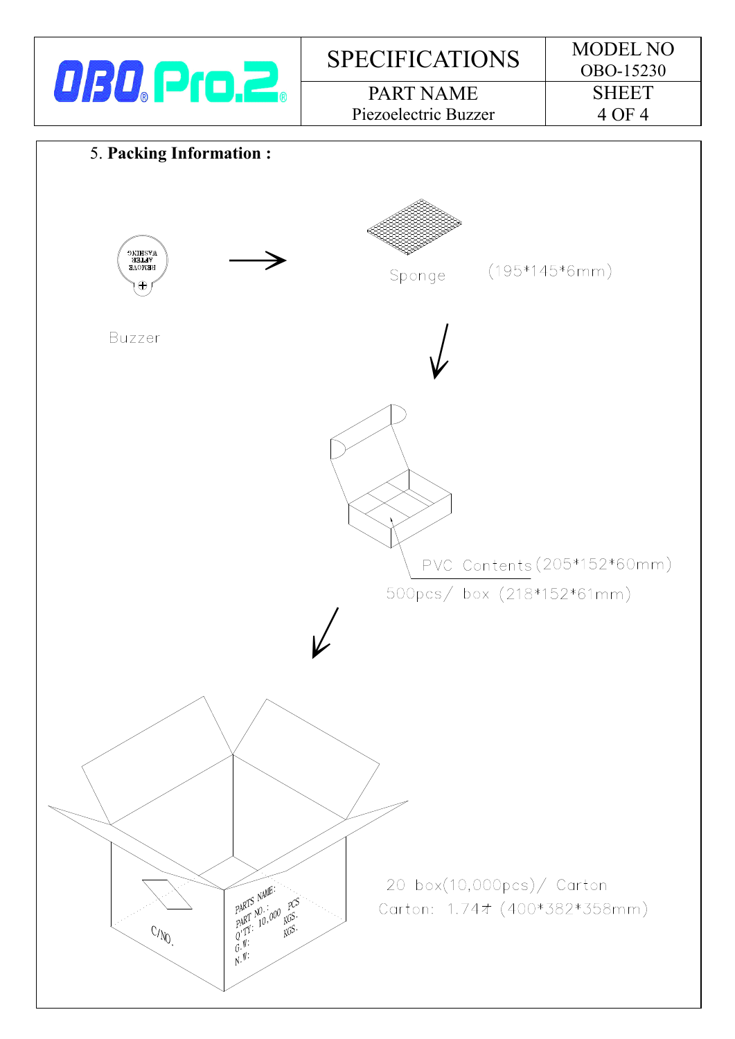5. **Packing Information :**

Buzzer

Sponge (195*145*6mm)

PVC Contents (205*152*60mm)

500pcs/ box (218*152*61mm)

PARTS NAME:
PART NO.:
Q'TY: 10,000 PCS
G.W: KGS.
N.W: KGS.

C/NO.

20 box(10,000pcs)/ Carton

Carton: 1.74才 (400*382*358mm)